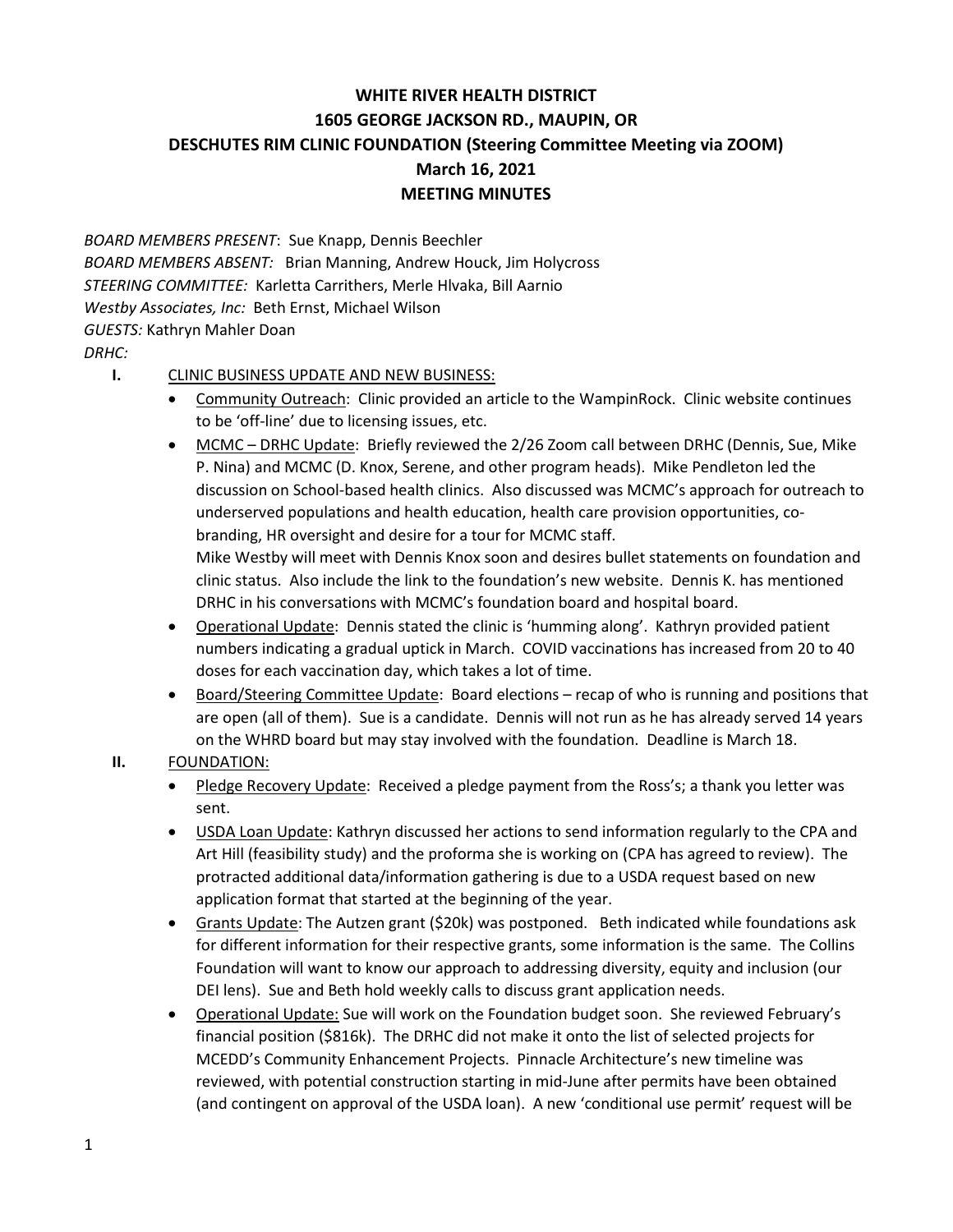# WHITE RIVER HEALTH DISTRICT
# 1605 GEORGE JACKSON RD., MAUPIN, OR
# DESCHUTES RIM CLINIC FOUNDATION (Steering Committee Meeting via ZOOM)
# March 16, 2021
# MEETING MINUTES

*BOARD MEMBERS PRESENT*: Sue Knapp, Dennis Beechler
*BOARD MEMBERS ABSENT:* Brian Manning, Andrew Houck, Jim Holycross
*STEERING COMMITTEE:* Karletta Carrithers, Merle Hlvaka, Bill Aarnio
*Westby Associates, Inc:* Beth Ernst, Michael Wilson
*GUESTS:* Kathryn Mahler Doan
*DRHC:*

**I.** CLINIC BUSINESS UPDATE AND NEW BUSINESS:

- Community Outreach: Clinic provided an article to the WampinRock. Clinic website continues to be 'off-line' due to licensing issues, etc.
- MCMC – DRHC Update: Briefly reviewed the 2/26 Zoom call between DRHC (Dennis, Sue, Mike P. Nina) and MCMC (D. Knox, Serene, and other program heads). Mike Pendleton led the discussion on School-based health clinics. Also discussed was MCMC's approach for outreach to underserved populations and health education, health care provision opportunities, co-branding, HR oversight and desire for a tour for MCMC staff.
  Mike Westby will meet with Dennis Knox soon and desires bullet statements on foundation and clinic status. Also include the link to the foundation's new website. Dennis K. has mentioned DRHC in his conversations with MCMC's foundation board and hospital board.
- Operational Update: Dennis stated the clinic is 'humming along'. Kathryn provided patient numbers indicating a gradual uptick in March. COVID vaccinations has increased from 20 to 40 doses for each vaccination day, which takes a lot of time.
- Board/Steering Committee Update: Board elections – recap of who is running and positions that are open (all of them). Sue is a candidate. Dennis will not run as he has already served 14 years on the WHRD board but may stay involved with the foundation. Deadline is March 18.

**II.** FOUNDATION:

- Pledge Recovery Update: Received a pledge payment from the Ross's; a thank you letter was sent.
- USDA Loan Update: Kathryn discussed her actions to send information regularly to the CPA and Art Hill (feasibility study) and the proforma she is working on (CPA has agreed to review). The protracted additional data/information gathering is due to a USDA request based on new application format that started at the beginning of the year.
- Grants Update: The Autzen grant ($20k) was postponed. Beth indicated while foundations ask for different information for their respective grants, some information is the same. The Collins Foundation will want to know our approach to addressing diversity, equity and inclusion (our DEI lens). Sue and Beth hold weekly calls to discuss grant application needs.
- Operational Update: Sue will work on the Foundation budget soon. She reviewed February's financial position ($816k). The DRHC did not make it onto the list of selected projects for MCEDD's Community Enhancement Projects. Pinnacle Architecture's new timeline was reviewed, with potential construction starting in mid-June after permits have been obtained (and contingent on approval of the USDA loan). A new 'conditional use permit' request will be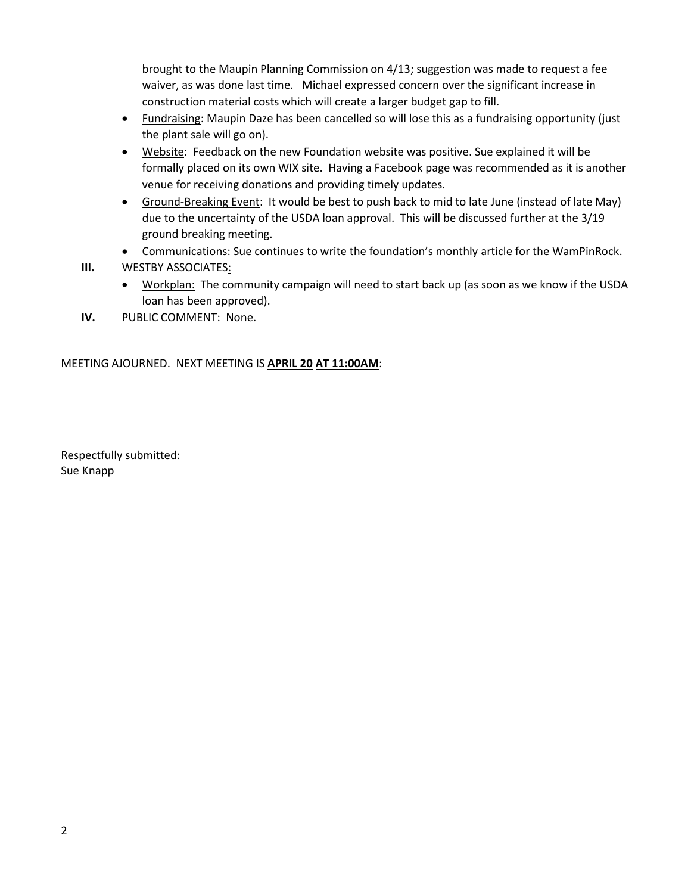brought to the Maupin Planning Commission on 4/13; suggestion was made to request a fee waiver, as was done last time. Michael expressed concern over the significant increase in construction material costs which will create a larger budget gap to fill.

- Fundraising: Maupin Daze has been cancelled so will lose this as a fundraising opportunity (just the plant sale will go on).
- Website: Feedback on the new Foundation website was positive. Sue explained it will be formally placed on its own WIX site. Having a Facebook page was recommended as it is another venue for receiving donations and providing timely updates.
- Ground-Breaking Event: It would be best to push back to mid to late June (instead of late May) due to the uncertainty of the USDA loan approval. This will be discussed further at the 3/19 ground breaking meeting.
- Communications: Sue continues to write the foundation's monthly article for the WamPinRock.

**III.** WESTBY ASSOCIATES:

- Workplan: The community campaign will need to start back up (as soon as we know if the USDA loan has been approved).

**IV.** PUBLIC COMMENT: None.

MEETING AJOURNED. NEXT MEETING IS **APRIL 20 AT 11:00AM**:

Respectfully submitted:
Sue Knapp